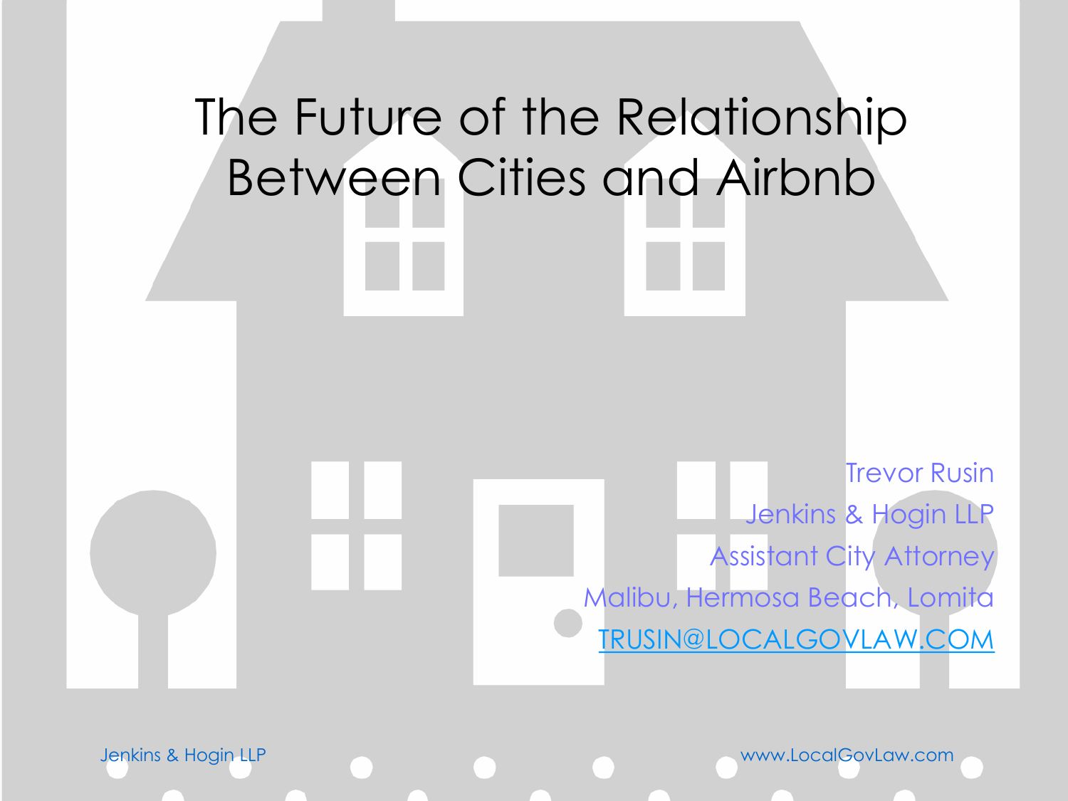# The Future of the Relationship Between Cities and Airbnb

Trevor Rusin

Jenkins & Hogin LLP

Assistant City Attorney

Malibu, Hermosa Beach, Lomita

TRUSIN@LOCALGOVLAW.COM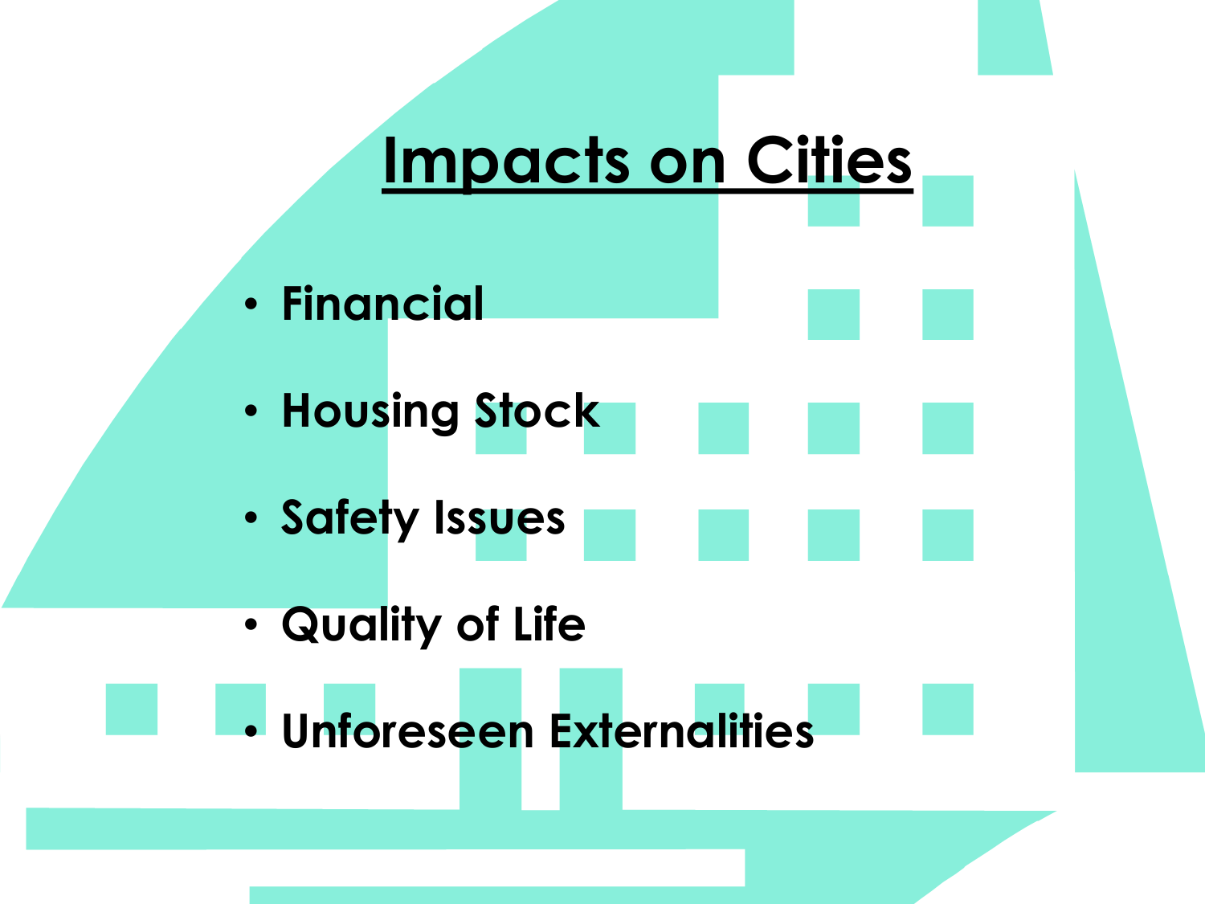# Impacts on Cities

- Financial
- Housing Stock
- Safety Issues
- Quality of Life
- Unforeseen Externalities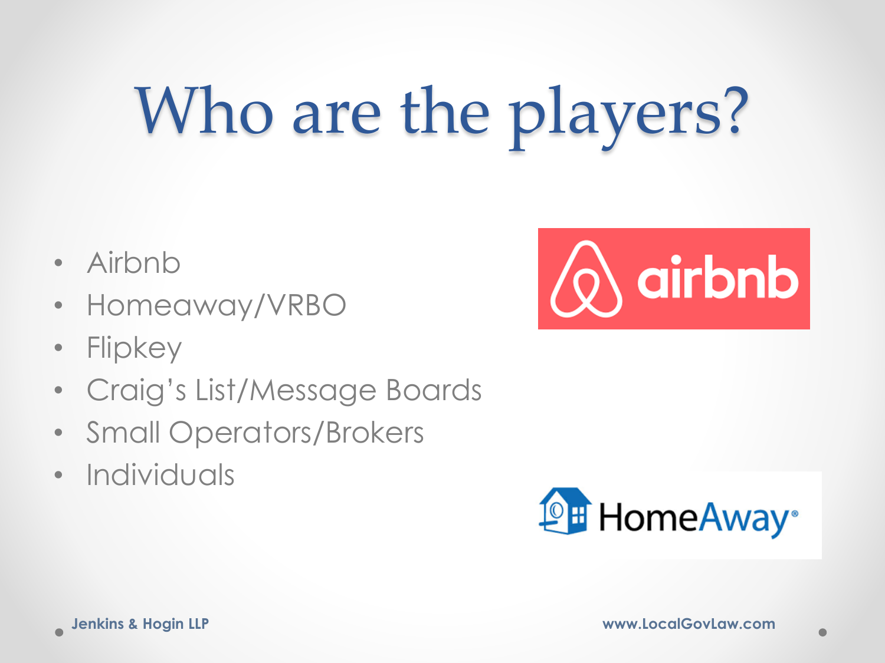# Who are the players?

- Airbnb
- Homeaway/VRBO
- Flipkey
- Craig's List/Message Boards
- Small Operators/Brokers
- Individuals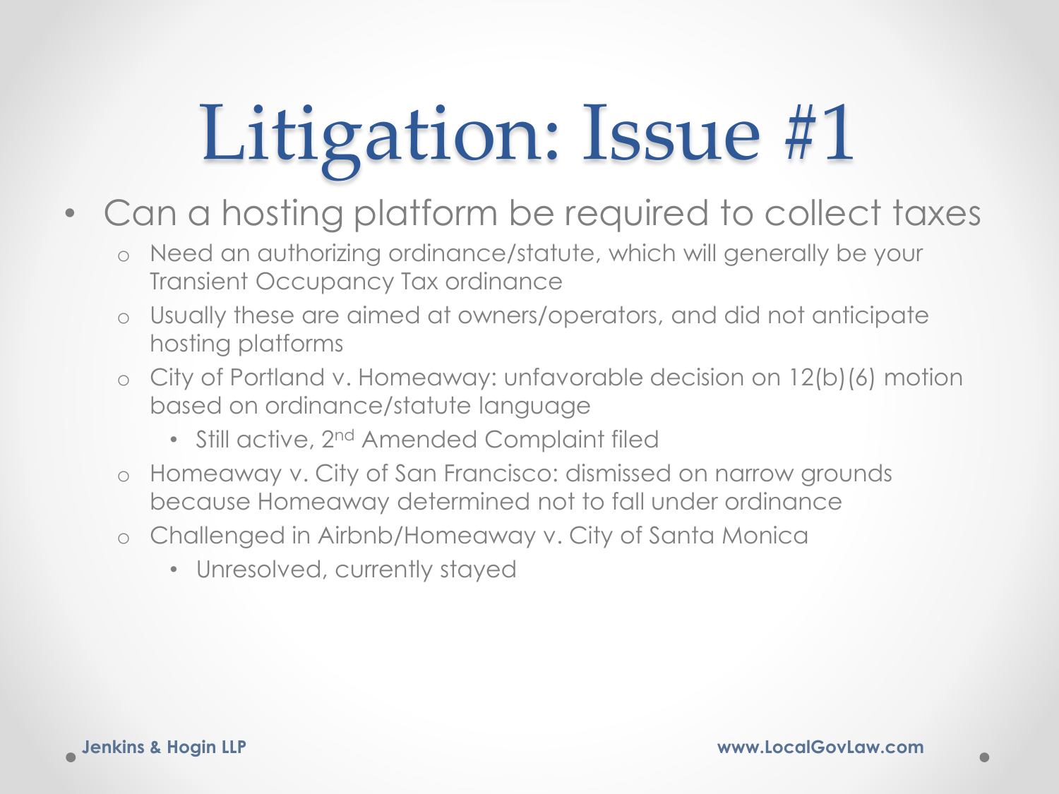# Litigation: Issue #1

- Can a hosting platform be required to collect taxes
  - Need an authorizing ordinance/statute, which will generally be your Transient Occupancy Tax ordinance
  - Usually these are aimed at owners/operators, and did not anticipate hosting platforms
  - City of Portland v. Homeaway: unfavorable decision on 12(b)(6) motion based on ordinance/statute language
    - Still active, 2nd Amended Complaint filed
  - Homeaway v. City of San Francisco: dismissed on narrow grounds because Homeaway determined not to fall under ordinance
  - Challenged in Airbnb/Homeaway v. City of Santa Monica
    - Unresolved, currently stayed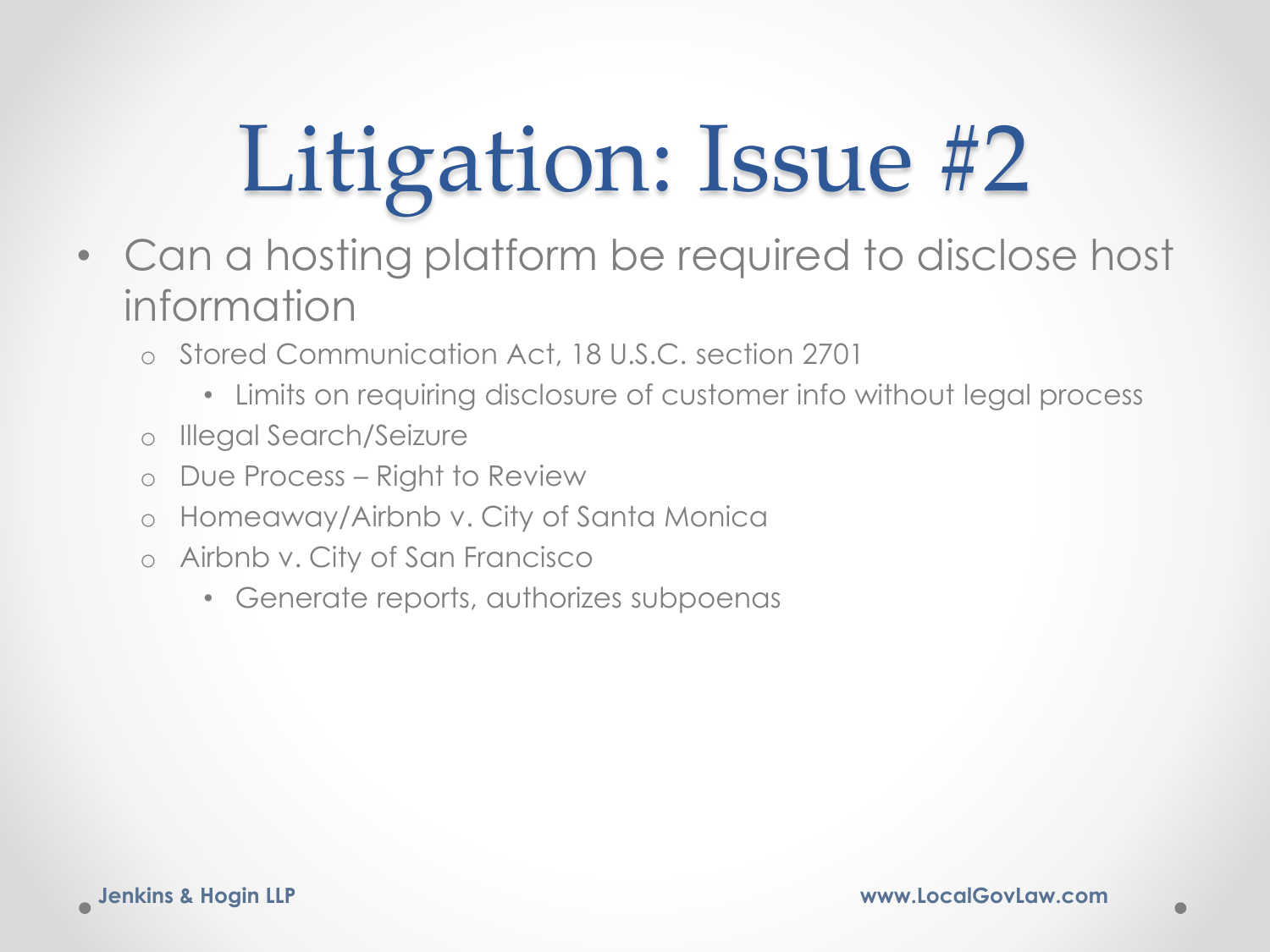# Litigation: Issue #2

- Can a hosting platform be required to disclose host information
  - Stored Communication Act, 18 U.S.C. section 2701
    - Limits on requiring disclosure of customer info without legal process
  - Illegal Search/Seizure
  - Due Process – Right to Review
  - Homeaway/Airbnb v. City of Santa Monica
  - Airbnb v. City of San Francisco
    - Generate reports, authorizes subpoenas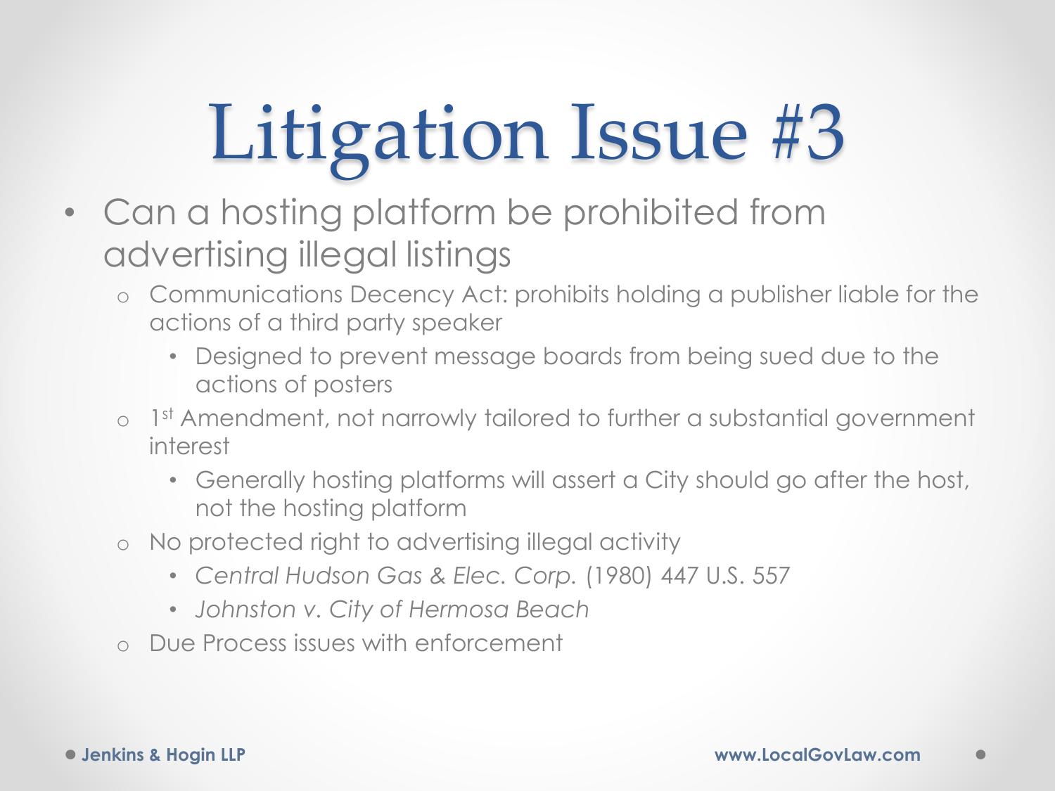# Litigation Issue #3

- Can a hosting platform be prohibited from advertising illegal listings
  - Communications Decency Act: prohibits holding a publisher liable for the actions of a third party speaker
    - Designed to prevent message boards from being sued due to the actions of posters
  - 1st Amendment, not narrowly tailored to further a substantial government interest
    - Generally hosting platforms will assert a City should go after the host, not the hosting platform
  - No protected right to advertising illegal activity
    - *Central Hudson Gas & Elec. Corp.* (1980) 447 U.S. 557
    - *Johnston v. City of Hermosa Beach*
  - Due Process issues with enforcement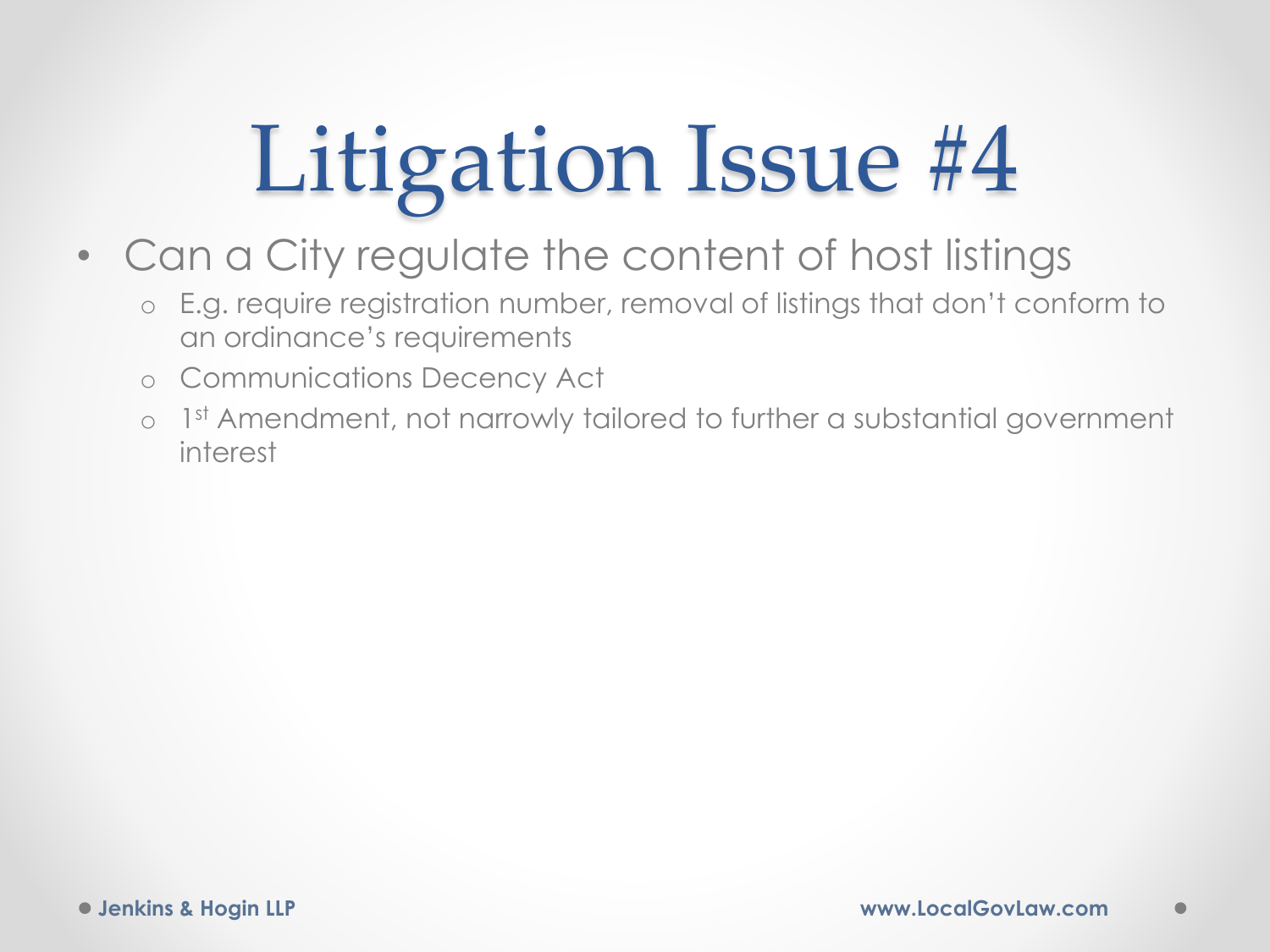# Litigation Issue #4

- Can a City regulate the content of host listings
  - E.g. require registration number, removal of listings that don't conform to an ordinance's requirements
  - Communications Decency Act
  - 1st Amendment, not narrowly tailored to further a substantial government interest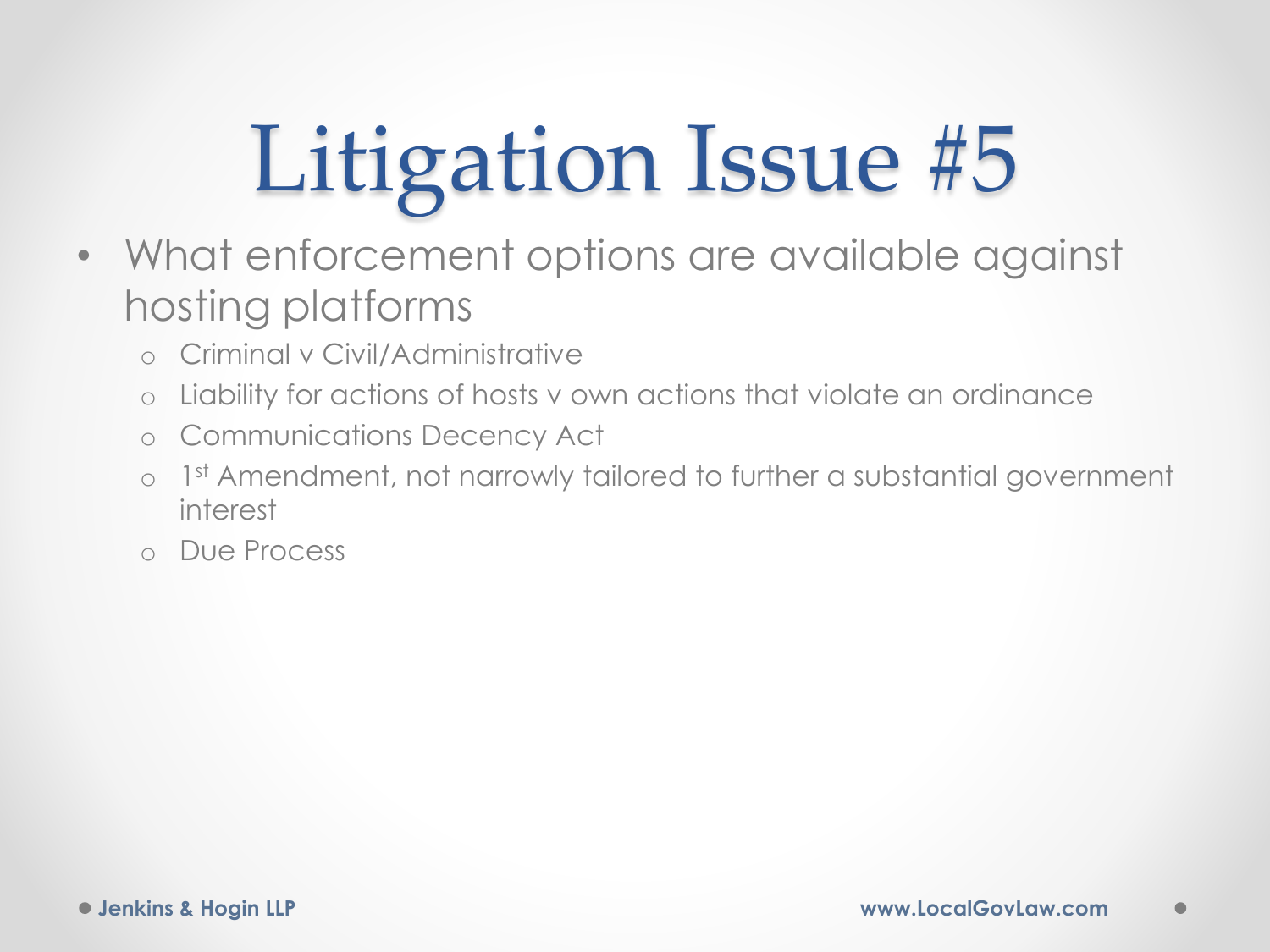# Litigation Issue #5

- What enforcement options are available against hosting platforms
  - Criminal v Civil/Administrative
  - Liability for actions of hosts v own actions that violate an ordinance
  - Communications Decency Act
  - 1st Amendment, not narrowly tailored to further a substantial government interest
  - Due Process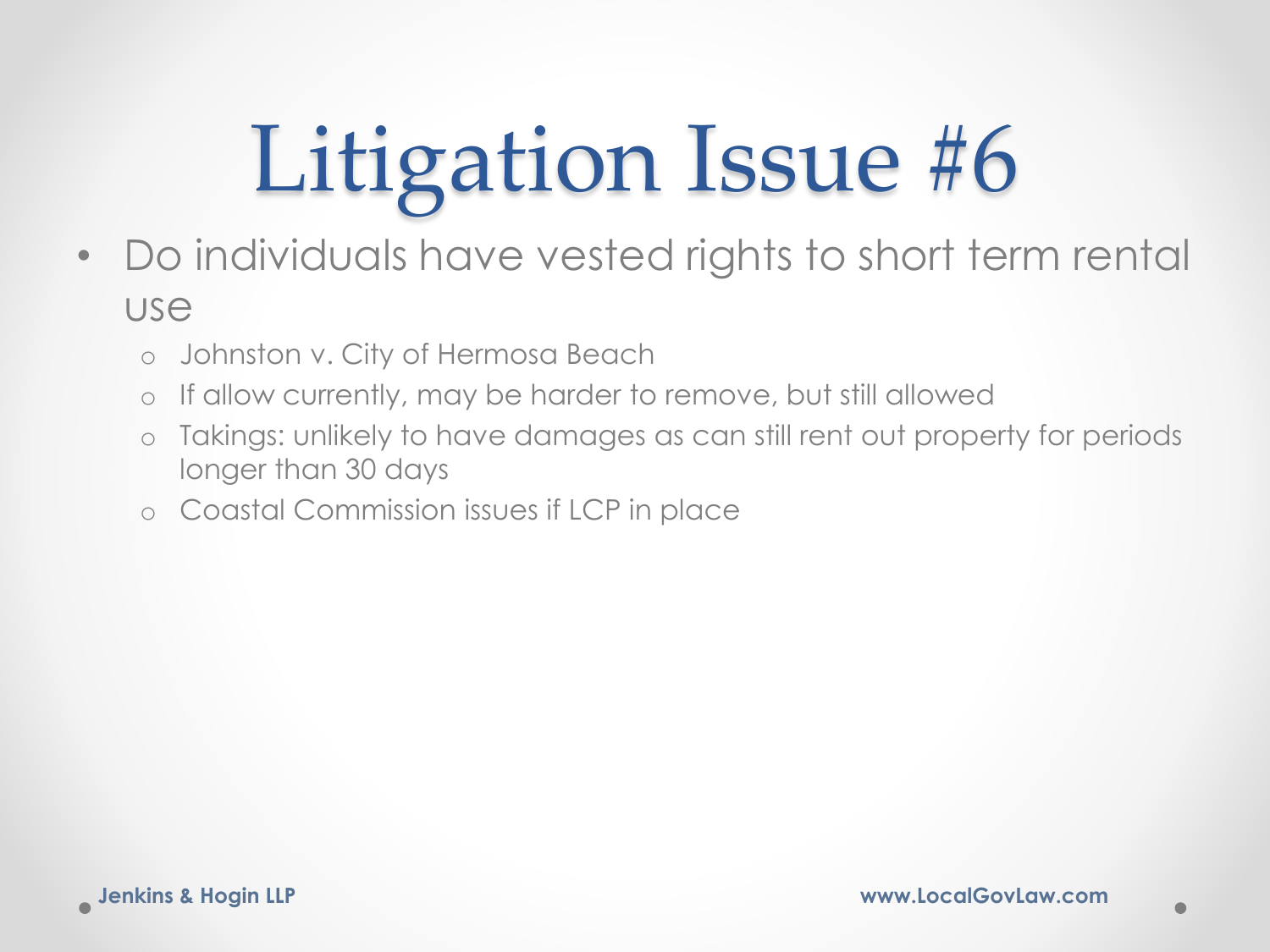# Litigation Issue #6

- Do individuals have vested rights to short term rental use
  - Johnston v. City of Hermosa Beach
  - If allow currently, may be harder to remove, but still allowed
  - Takings: unlikely to have damages as can still rent out property for periods longer than 30 days
  - Coastal Commission issues if LCP in place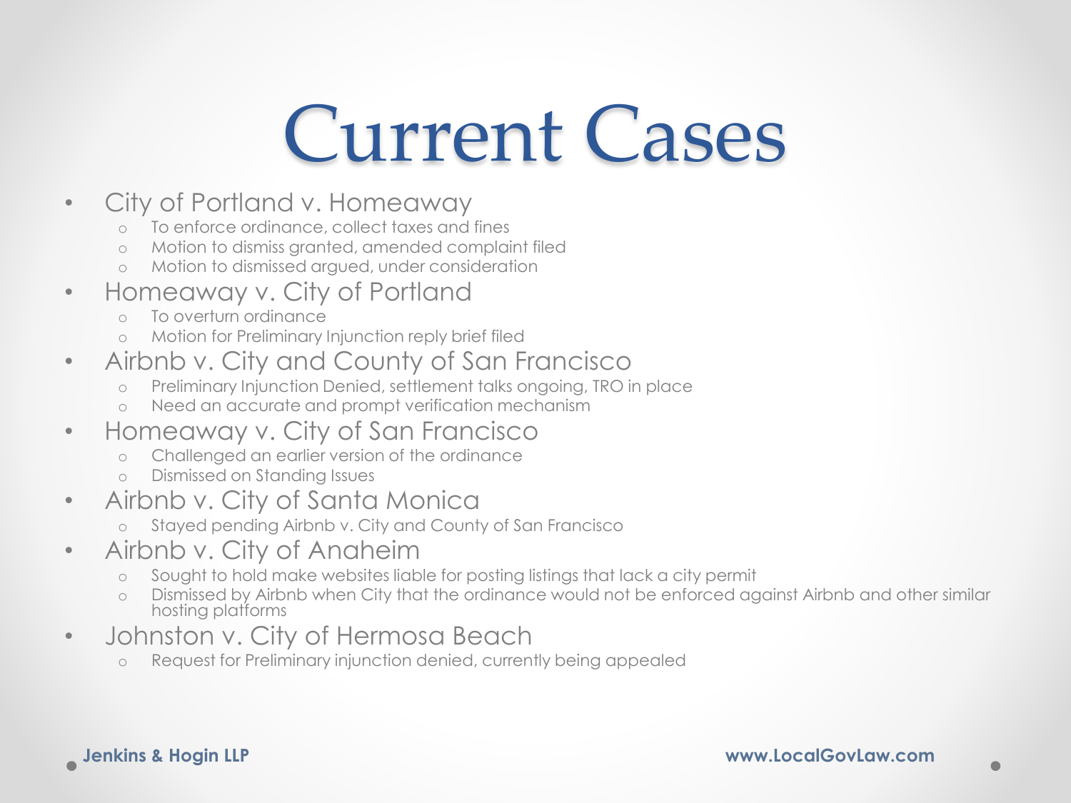# Current Cases

- City of Portland v. Homeaway
  - To enforce ordinance, collect taxes and fines
  - Motion to dismiss granted, amended complaint filed
  - Motion to dismissed argued, under consideration
- Homeaway v. City of Portland
  - To overturn ordinance
  - Motion for Preliminary Injunction reply brief filed
- Airbnb v. City and County of San Francisco
  - Preliminary Injunction Denied, settlement talks ongoing, TRO in place
  - Need an accurate and prompt verification mechanism
- Homeaway v. City of San Francisco
  - Challenged an earlier version of the ordinance
  - Dismissed on Standing Issues
- Airbnb v. City of Santa Monica
  - Stayed pending Airbnb v. City and County of San Francisco
- Airbnb v. City of Anaheim
  - Sought to hold make websites liable for posting listings that lack a city permit
  - Dismissed by Airbnb when City that the ordinance would not be enforced against Airbnb and other similar hosting platforms
- Johnston v. City of Hermosa Beach
  - Request for Preliminary injunction denied, currently being appealed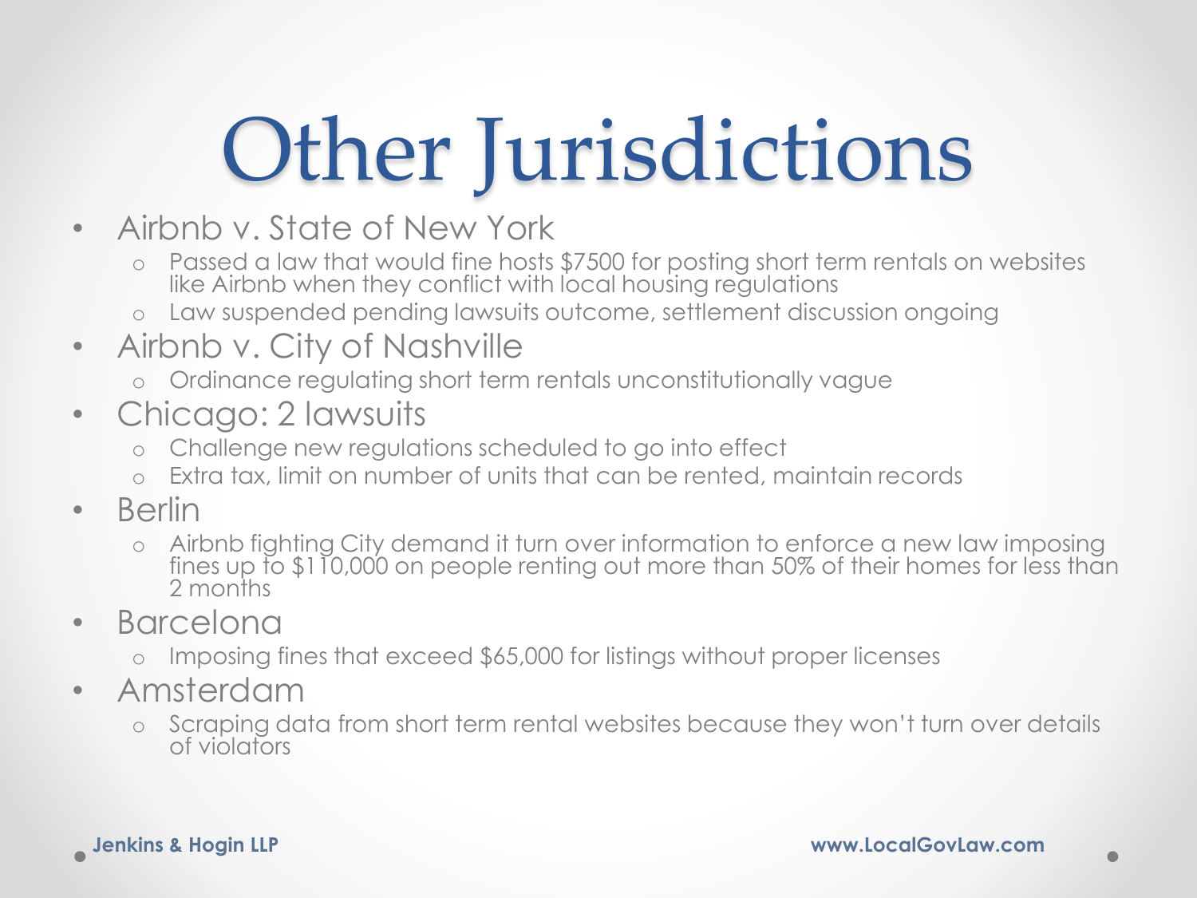# Other Jurisdictions

- Airbnb v. State of New York
  - Passed a law that would fine hosts $7500 for posting short term rentals on websites like Airbnb when they conflict with local housing regulations
  - Law suspended pending lawsuits outcome, settlement discussion ongoing
- Airbnb v. City of Nashville
  - Ordinance regulating short term rentals unconstitutionally vague
- Chicago: 2 lawsuits
  - Challenge new regulations scheduled to go into effect
  - Extra tax, limit on number of units that can be rented, maintain records
- Berlin
  - Airbnb fighting City demand it turn over information to enforce a new law imposing fines up to $110,000 on people renting out more than 50% of their homes for less than 2 months
- Barcelona
  - Imposing fines that exceed $65,000 for listings without proper licenses
- Amsterdam
  - Scraping data from short term rental websites because they won't turn over details of violators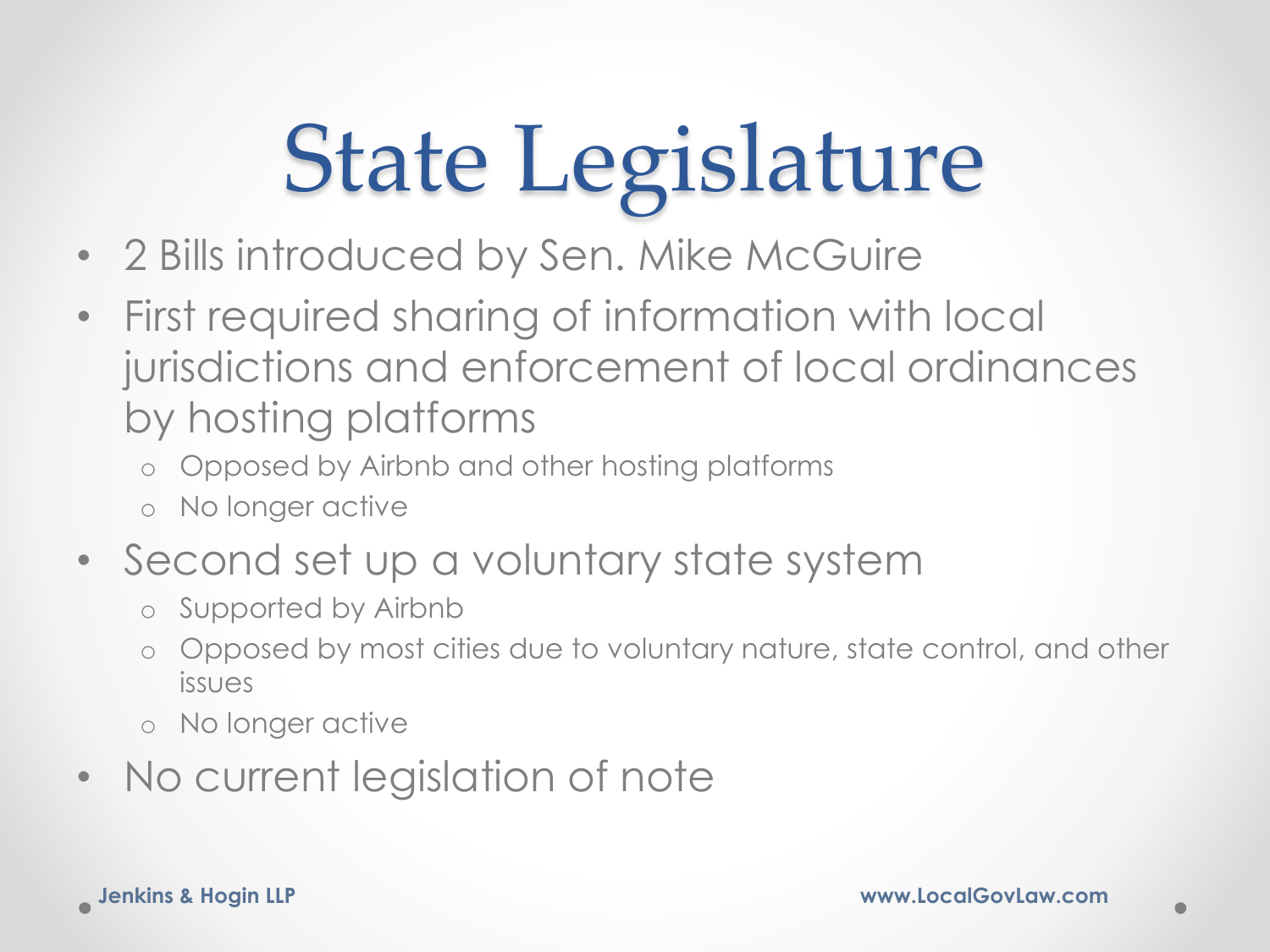# State Legislature

- 2 Bills introduced by Sen. Mike McGuire
- First required sharing of information with local jurisdictions and enforcement of local ordinances by hosting platforms
  - Opposed by Airbnb and other hosting platforms
  - No longer active
- Second set up a voluntary state system
  - Supported by Airbnb
  - Opposed by most cities due to voluntary nature, state control, and other issues
  - No longer active
- No current legislation of note